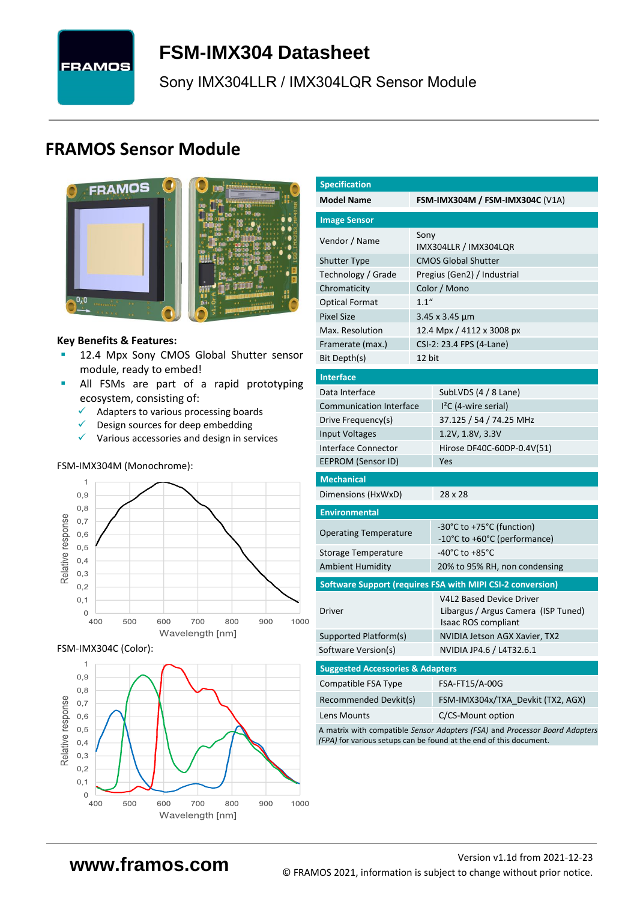# FSM-IMX304 Datasheet

Sony IMX304LLR / IMX304LQR Sensor Module

## FRAMOS Sensor Module

**Key Benefits & Features:**

- 12.4 Mpx Sony CMOS Global Shutter sensor module, ready to embed!
- All FSMs are part of a rapid prototyping ecosystem, consisting of:
  - ✓ Adapters to various processing boards
  - ✓ Design sources for deep embedding
  - ✓ Various accessories and design in services

FSM-IMX304M (Monochrome):

FSM-IMX304C (Color):

| Specification | |
|---|---|
| **Model Name** | **FSM-IMX304M / FSM-IMX304C** (V1A) |
| **Image Sensor** | |
| Vendor / Name | Sony IMX304LLR / IMX304LQR |
| Shutter Type | CMOS Global Shutter |
| Technology / Grade | Pregius (Gen2) / Industrial |
| Chromaticity | Color / Mono |
| Optical Format | 1.1" |
| Pixel Size | 3.45 x 3.45 µm |
| Max. Resolution | 12.4 Mpx / 4112 x 3008 px |
| Framerate (max.) | CSI-2: 23.4 FPS (4-Lane) |
| Bit Depth(s) | 12 bit |
| **Interface** | |
| Data Interface | SubLVDS (4 / 8 Lane) |
| Communication Interface | I²C (4-wire serial) |
| Drive Frequency(s) | 37.125 / 54 / 74.25 MHz |
| Input Voltages | 1.2V, 1.8V, 3.3V |
| Interface Connector | Hirose DF40C-60DP-0.4V(51) |
| EEPROM (Sensor ID) | Yes |
| **Mechanical** | |
| Dimensions (HxWxD) | 28 x 28 |
| **Environmental** | |
| Operating Temperature | -30°C to +75°C (function)<br>-10°C to +60°C (performance) |
| Storage Temperature | -40°C to +85°C |
| Ambient Humidity | 20% to 95% RH, non condensing |
| **Software Support (requires FSA with MIPI CSI-2 conversion)** | |
| Driver | V4L2 Based Device Driver<br>Libargus / Argus Camera (ISP Tuned)<br>Isaac ROS compliant |
| Supported Platform(s) | NVIDIA Jetson AGX Xavier, TX2 |
| Software Version(s) | NVIDIA JP4.6 / L4T32.6.1 |
| **Suggested Accessories & Adapters** | |
| Compatible FSA Type | FSA-FT15/A-00G |
| Recommended Devkit(s) | FSM-IMX304x/TXA_Devkit (TX2, AGX) |
| Lens Mounts | C/CS-Mount option |

A matrix with compatible *Sensor Adapters (FSA)* and *Processor Board Adapters (FPA)* for various setups can be found at the end of this document.

**www.framos.com**

Version v1.1d from 2021-12-23

© FRAMOS 2021, information is subject to change without prior notice.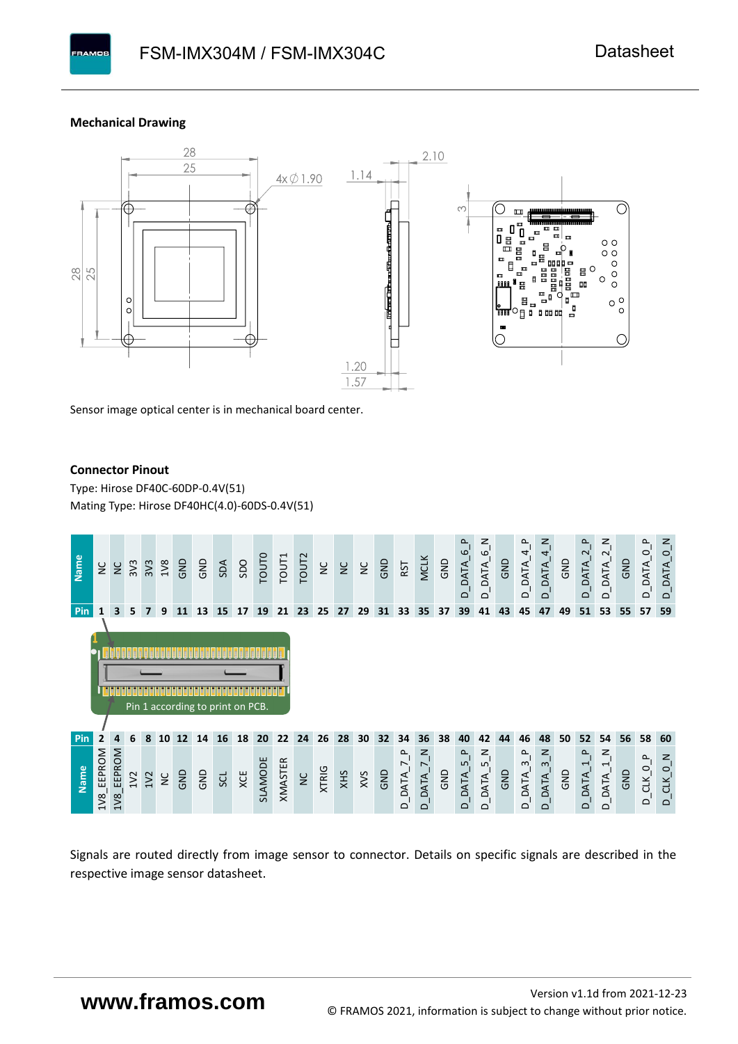### Mechanical Drawing

Sensor image optical center is in mechanical board center.

### Connector Pinout

Type: Hirose DF40C-60DP-0.4V(51)

Mating Type: Hirose DF40HC(4.0)-60DS-0.4V(51)

| Name | NC | NC | 3V3 | 3V3 | 1V8 | GND | GND | SDA | SDO | TOUT0 | TOUT1 | TOUT2 | NC | NC | NC | GND | RST | MCLK | GND | D_DATA_6_P | D_DATA_6_N | GND | D_DATA_4_P | D_DATA_4_N | GND | D_DATA_2_P | D_DATA_2_N | GND | D_DATA_0_P | D_DATA_0_N |
|---|---|---|---|---|---|---|---|---|---|---|---|---|---|---|---|---|---|---|---|---|---|---|---|---|---|---|---|---|---|---|
| Pin | 1 | 3 | 5 | 7 | 9 | 11 | 13 | 15 | 17 | 19 | 21 | 23 | 25 | 27 | 29 | 31 | 33 | 35 | 37 | 39 | 41 | 43 | 45 | 47 | 49 | 51 | 53 | 55 | 57 | 59 |

Pin 1 according to print on PCB.

| Pin | 2 | 4 | 6 | 8 | 10 | 12 | 14 | 16 | 18 | 20 | 22 | 24 | 26 | 28 | 30 | 32 | 34 | 36 | 38 | 40 | 42 | 44 | 46 | 48 | 50 | 52 | 54 | 56 | 58 | 60 |
|---|---|---|---|---|---|---|---|---|---|---|---|---|---|---|---|---|---|---|---|---|---|---|---|---|---|---|---|---|---|---|
| Name | 1V8_EEPROM | 1V8_EEPROM | 1V2 | 1V2 | NC | GND | GND | SCL | XCE | SLAMODE | XMASTER | NC | XTRIG | XHS | XVS | GND | D_DATA_7_P | D_DATA_7_N | GND | D_DATA_5_P | D_DATA_5_N | GND | D_DATA_3_P | D_DATA_3_N | GND | D_DATA_1_P | D_DATA_1_N | GND | D_CLK_0_P | D_CLK_0_N |

Signals are routed directly from image sensor to connector. Details on specific signals are described in the respective image sensor datasheet.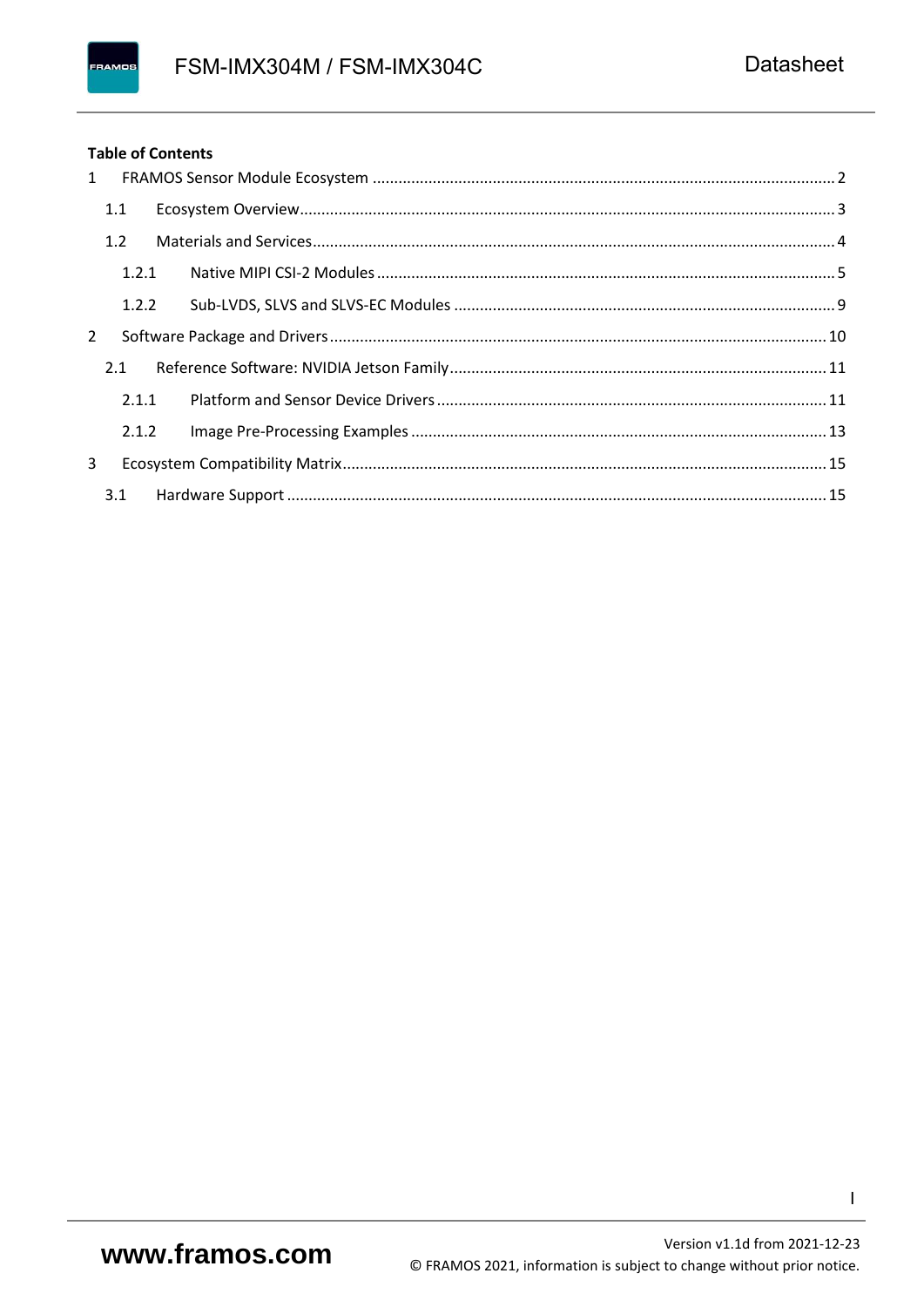**Table of Contents**

1 FRAMOS Sensor Module Ecosystem .......... 2

  1.1 Ecosystem Overview .......... 3

  1.2 Materials and Services .......... 4

    1.2.1 Native MIPI CSI-2 Modules .......... 5

    1.2.2 Sub-LVDS, SLVS and SLVS-EC Modules .......... 9

2 Software Package and Drivers .......... 10

  2.1 Reference Software: NVIDIA Jetson Family .......... 11

    2.1.1 Platform and Sensor Device Drivers .......... 11

    2.1.2 Image Pre-Processing Examples .......... 13

3 Ecosystem Compatibility Matrix .......... 15

  3.1 Hardware Support .......... 15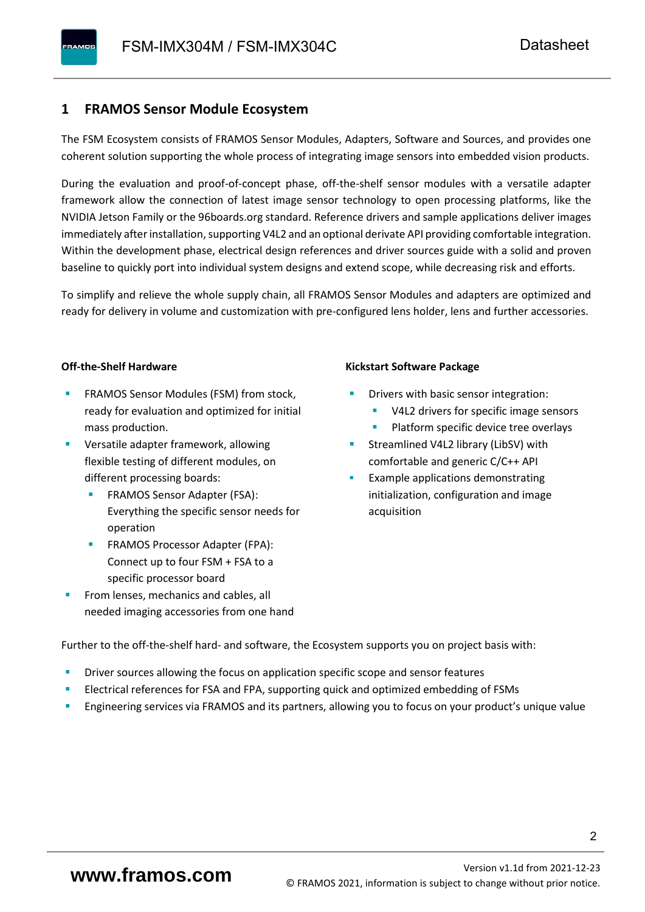# 1 FRAMOS Sensor Module Ecosystem

The FSM Ecosystem consists of FRAMOS Sensor Modules, Adapters, Software and Sources, and provides one coherent solution supporting the whole process of integrating image sensors into embedded vision products.

During the evaluation and proof-of-concept phase, off-the-shelf sensor modules with a versatile adapter framework allow the connection of latest image sensor technology to open processing platforms, like the NVIDIA Jetson Family or the 96boards.org standard. Reference drivers and sample applications deliver images immediately after installation, supporting V4L2 and an optional derivate API providing comfortable integration. Within the development phase, electrical design references and driver sources guide with a solid and proven baseline to quickly port into individual system designs and extend scope, while decreasing risk and efforts.

To simplify and relieve the whole supply chain, all FRAMOS Sensor Modules and adapters are optimized and ready for delivery in volume and customization with pre-configured lens holder, lens and further accessories.

**Off-the-Shelf Hardware**

- FRAMOS Sensor Modules (FSM) from stock, ready for evaluation and optimized for initial mass production.
- Versatile adapter framework, allowing flexible testing of different modules, on different processing boards:
  - FRAMOS Sensor Adapter (FSA): Everything the specific sensor needs for operation
  - FRAMOS Processor Adapter (FPA): Connect up to four FSM + FSA to a specific processor board
- From lenses, mechanics and cables, all needed imaging accessories from one hand

**Kickstart Software Package**

- Drivers with basic sensor integration:
  - V4L2 drivers for specific image sensors
  - Platform specific device tree overlays
- Streamlined V4L2 library (LibSV) with comfortable and generic C/C++ API
- Example applications demonstrating initialization, configuration and image acquisition

Further to the off-the-shelf hard- and software, the Ecosystem supports you on project basis with:

- Driver sources allowing the focus on application specific scope and sensor features
- Electrical references for FSA and FPA, supporting quick and optimized embedding of FSMs
- Engineering services via FRAMOS and its partners, allowing you to focus on your product's unique value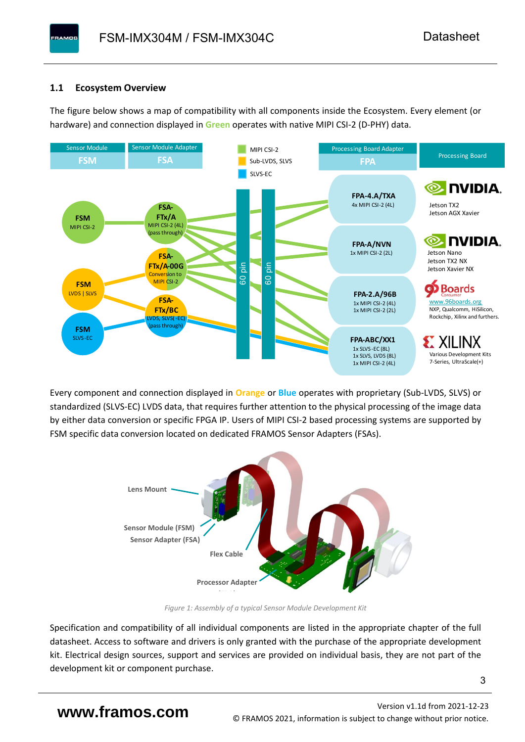## 1.1 Ecosystem Overview

The figure below shows a map of compatibility with all components inside the Ecosystem. Every element (or hardware) and connection displayed in **Green** operates with native MIPI CSI-2 (D-PHY) data.

Every component and connection displayed in **Orange** or **Blue** operates with proprietary (Sub-LVDS, SLVS) or standardized (SLVS-EC) LVDS data, that requires further attention to the physical processing of the image data by either data conversion or specific FPGA IP. Users of MIPI CSI-2 based processing systems are supported by FSM specific data conversion located on dedicated FRAMOS Sensor Adapters (FSAs).

*Figure 1: Assembly of a typical Sensor Module Development Kit*

Specification and compatibility of all individual components are listed in the appropriate chapter of the full datasheet. Access to software and drivers is only granted with the purchase of the appropriate development kit. Electrical design sources, support and services are provided on individual basis, they are not part of the development kit or component purchase.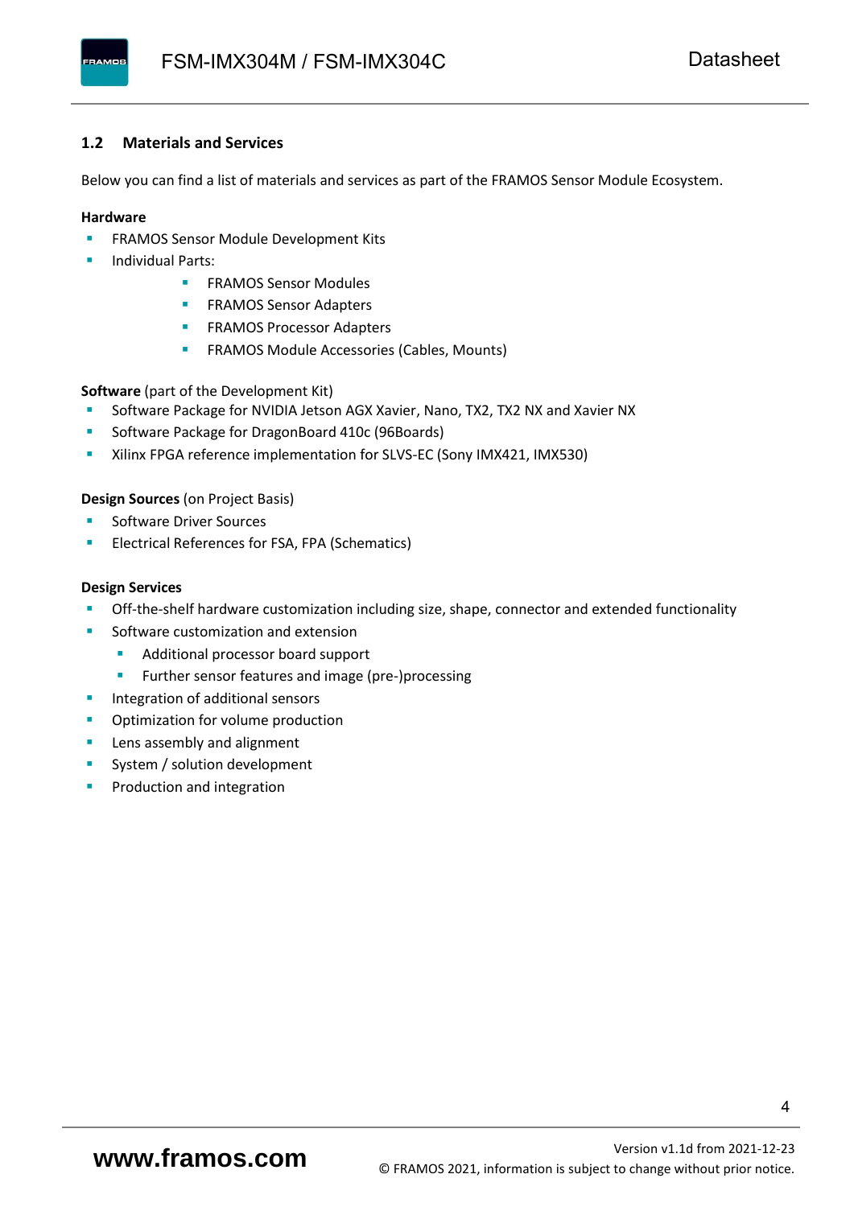## 1.2 Materials and Services

Below you can find a list of materials and services as part of the FRAMOS Sensor Module Ecosystem.

**Hardware**

- FRAMOS Sensor Module Development Kits
- Individual Parts:
    - FRAMOS Sensor Modules
    - FRAMOS Sensor Adapters
    - FRAMOS Processor Adapters
    - FRAMOS Module Accessories (Cables, Mounts)

**Software** (part of the Development Kit)

- Software Package for NVIDIA Jetson AGX Xavier, Nano, TX2, TX2 NX and Xavier NX
- Software Package for DragonBoard 410c (96Boards)
- Xilinx FPGA reference implementation for SLVS-EC (Sony IMX421, IMX530)

**Design Sources** (on Project Basis)

- Software Driver Sources
- Electrical References for FSA, FPA (Schematics)

**Design Services**

- Off-the-shelf hardware customization including size, shape, connector and extended functionality
- Software customization and extension
    - Additional processor board support
    - Further sensor features and image (pre-)processing
- Integration of additional sensors
- Optimization for volume production
- Lens assembly and alignment
- System / solution development
- Production and integration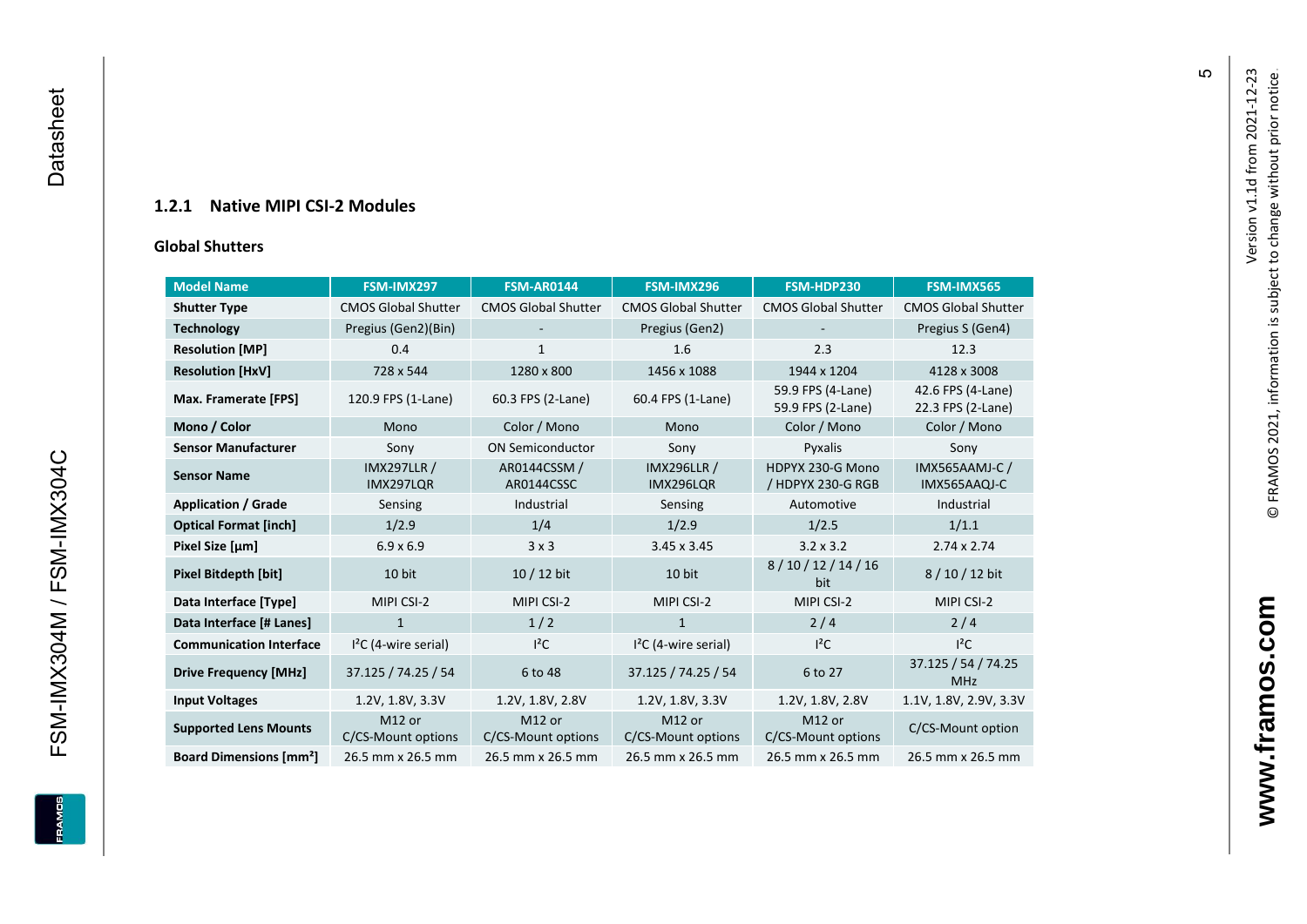### 1.2.1 Native MIPI CSI-2 Modules

**Global Shutters**

| Model Name | FSM-IMX297 | FSM-AR0144 | FSM-IMX296 | FSM-HDP230 | FSM-IMX565 |
|---|---|---|---|---|---|
| **Shutter Type** | CMOS Global Shutter | CMOS Global Shutter | CMOS Global Shutter | CMOS Global Shutter | CMOS Global Shutter |
| **Technology** | Pregius (Gen2)(Bin) | - | Pregius (Gen2) | - | Pregius S (Gen4) |
| **Resolution [MP]** | 0.4 | 1 | 1.6 | 2.3 | 12.3 |
| **Resolution [HxV]** | 728 x 544 | 1280 x 800 | 1456 x 1088 | 1944 x 1204 | 4128 x 3008 |
| **Max. Framerate [FPS]** | 120.9 FPS (1-Lane) | 60.3 FPS (2-Lane) | 60.4 FPS (1-Lane) | 59.9 FPS (4-Lane) 59.9 FPS (2-Lane) | 42.6 FPS (4-Lane) 22.3 FPS (2-Lane) |
| **Mono / Color** | Mono | Color / Mono | Mono | Color / Mono | Color / Mono |
| **Sensor Manufacturer** | Sony | ON Semiconductor | Sony | Pyxalis | Sony |
| **Sensor Name** | IMX297LLR / IMX297LQR | AR0144CSSM / AR0144CSSC | IMX296LLR / IMX296LQR | HDPYX 230-G Mono / HDPYX 230-G RGB | IMX565AAMJ-C / IMX565AAQJ-C |
| **Application / Grade** | Sensing | Industrial | Sensing | Automotive | Industrial |
| **Optical Format [inch]** | 1/2.9 | 1/4 | 1/2.9 | 1/2.5 | 1/1.1 |
| **Pixel Size [µm]** | 6.9 x 6.9 | 3 x 3 | 3.45 x 3.45 | 3.2 x 3.2 | 2.74 x 2.74 |
| **Pixel Bitdepth [bit]** | 10 bit | 10 / 12 bit | 10 bit | 8 / 10 / 12 / 14 / 16 bit | 8 / 10 / 12 bit |
| **Data Interface [Type]** | MIPI CSI-2 | MIPI CSI-2 | MIPI CSI-2 | MIPI CSI-2 | MIPI CSI-2 |
| **Data Interface [# Lanes]** | 1 | 1 / 2 | 1 | 2 / 4 | 2 / 4 |
| **Communication Interface** | I²C (4-wire serial) | I²C | I²C (4-wire serial) | I²C | I²C |
| **Drive Frequency [MHz]** | 37.125 / 74.25 / 54 | 6 to 48 | 37.125 / 74.25 / 54 | 6 to 27 | 37.125 / 54 / 74.25 MHz |
| **Input Voltages** | 1.2V, 1.8V, 3.3V | 1.2V, 1.8V, 2.8V | 1.2V, 1.8V, 3.3V | 1.2V, 1.8V, 2.8V | 1.1V, 1.8V, 2.9V, 3.3V |
| **Supported Lens Mounts** | M12 or C/CS-Mount options | M12 or C/CS-Mount options | M12 or C/CS-Mount options | M12 or C/CS-Mount options | C/CS-Mount option |
| **Board Dimensions [mm²]** | 26.5 mm x 26.5 mm | 26.5 mm x 26.5 mm | 26.5 mm x 26.5 mm | 26.5 mm x 26.5 mm | 26.5 mm x 26.5 mm |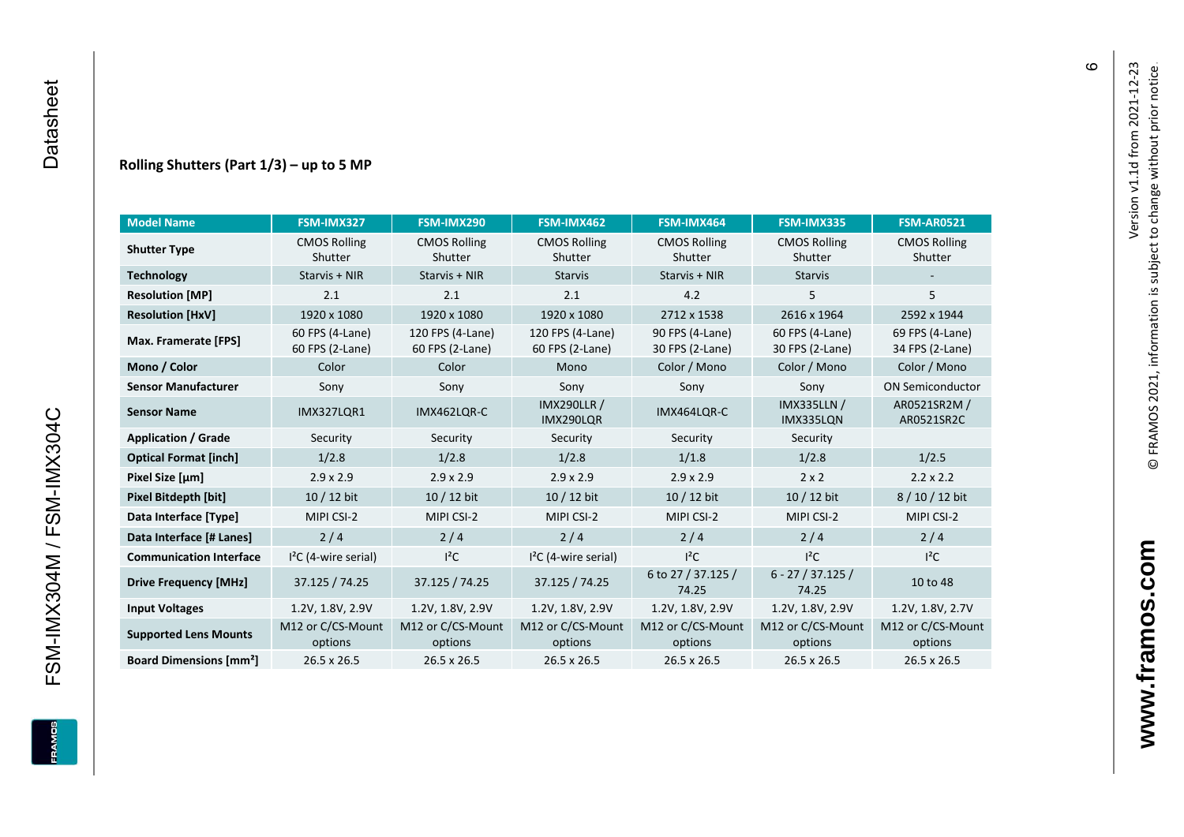**Rolling Shutters (Part 1/3) – up to 5 MP**

| Model Name | FSM-IMX327 | FSM-IMX290 | FSM-IMX462 | FSM-IMX464 | FSM-IMX335 | FSM-AR0521 |
|---|---|---|---|---|---|---|
| **Shutter Type** | CMOS Rolling Shutter | CMOS Rolling Shutter | CMOS Rolling Shutter | CMOS Rolling Shutter | CMOS Rolling Shutter | CMOS Rolling Shutter |
| **Technology** | Starvis + NIR | Starvis + NIR | Starvis | Starvis + NIR | Starvis | - |
| **Resolution [MP]** | 2.1 | 2.1 | 2.1 | 4.2 | 5 | 5 |
| **Resolution [HxV]** | 1920 x 1080 | 1920 x 1080 | 1920 x 1080 | 2712 x 1538 | 2616 x 1964 | 2592 x 1944 |
| **Max. Framerate [FPS]** | 60 FPS (4-Lane) 60 FPS (2-Lane) | 120 FPS (4-Lane) 60 FPS (2-Lane) | 120 FPS (4-Lane) 60 FPS (2-Lane) | 90 FPS (4-Lane) 30 FPS (2-Lane) | 60 FPS (4-Lane) 30 FPS (2-Lane) | 69 FPS (4-Lane) 34 FPS (2-Lane) |
| **Mono / Color** | Color | Color | Mono | Color / Mono | Color / Mono | Color / Mono |
| **Sensor Manufacturer** | Sony | Sony | Sony | Sony | Sony | ON Semiconductor |
| **Sensor Name** | IMX327LQR1 | IMX462LQR-C | IMX290LLR / IMX290LQR | IMX464LQR-C | IMX335LLN / IMX335LQN | AR0521SR2M / AR0521SR2C |
| **Application / Grade** | Security | Security | Security | Security | Security | |
| **Optical Format [inch]** | 1/2.8 | 1/2.8 | 1/2.8 | 1/1.8 | 1/2.8 | 1/2.5 |
| **Pixel Size [µm]** | 2.9 x 2.9 | 2.9 x 2.9 | 2.9 x 2.9 | 2.9 x 2.9 | 2 x 2 | 2.2 x 2.2 |
| **Pixel Bitdepth [bit]** | 10 / 12 bit | 10 / 12 bit | 10 / 12 bit | 10 / 12 bit | 10 / 12 bit | 8 / 10 / 12 bit |
| **Data Interface [Type]** | MIPI CSI-2 | MIPI CSI-2 | MIPI CSI-2 | MIPI CSI-2 | MIPI CSI-2 | MIPI CSI-2 |
| **Data Interface [# Lanes]** | 2 / 4 | 2 / 4 | 2 / 4 | 2 / 4 | 2 / 4 | 2 / 4 |
| **Communication Interface** | I²C (4-wire serial) | I²C | I²C (4-wire serial) | I²C | I²C | I²C |
| **Drive Frequency [MHz]** | 37.125 / 74.25 | 37.125 / 74.25 | 37.125 / 74.25 | 6 to 27 / 37.125 / 74.25 | 6 - 27 / 37.125 / 74.25 | 10 to 48 |
| **Input Voltages** | 1.2V, 1.8V, 2.9V | 1.2V, 1.8V, 2.9V | 1.2V, 1.8V, 2.9V | 1.2V, 1.8V, 2.9V | 1.2V, 1.8V, 2.9V | 1.2V, 1.8V, 2.7V |
| **Supported Lens Mounts** | M12 or C/CS-Mount options | M12 or C/CS-Mount options | M12 or C/CS-Mount options | M12 or C/CS-Mount options | M12 or C/CS-Mount options | M12 or C/CS-Mount options |
| **Board Dimensions [mm²]** | 26.5 x 26.5 | 26.5 x 26.5 | 26.5 x 26.5 | 26.5 x 26.5 | 26.5 x 26.5 | 26.5 x 26.5 |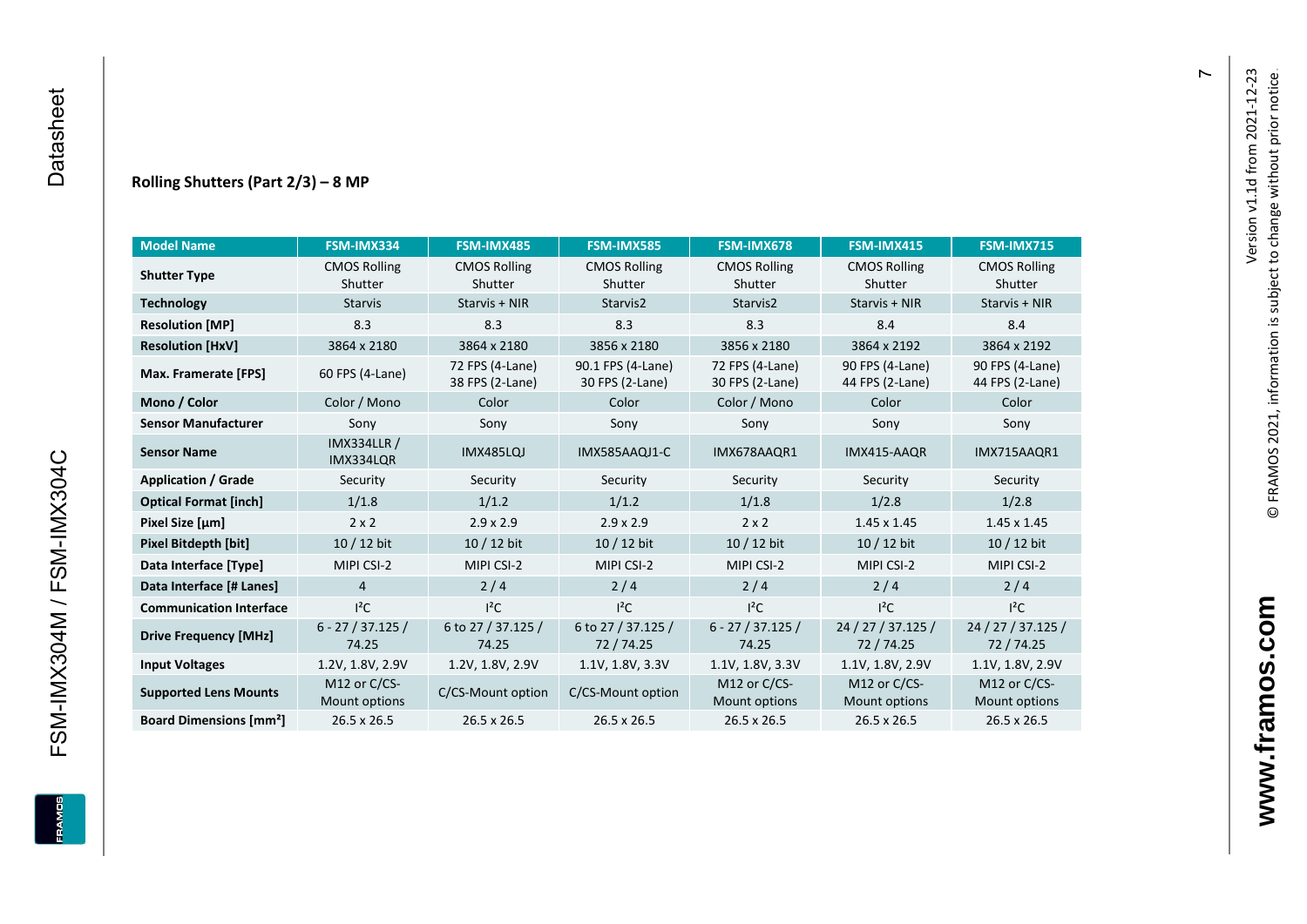### Rolling Shutters (Part 2/3) – 8 MP

| Model Name | FSM-IMX334 | FSM-IMX485 | FSM-IMX585 | FSM-IMX678 | FSM-IMX415 | FSM-IMX715 |
|---|---|---|---|---|---|---|
| **Shutter Type** | CMOS Rolling Shutter | CMOS Rolling Shutter | CMOS Rolling Shutter | CMOS Rolling Shutter | CMOS Rolling Shutter | CMOS Rolling Shutter |
| **Technology** | Starvis | Starvis + NIR | Starvis2 | Starvis2 | Starvis + NIR | Starvis + NIR |
| **Resolution [MP]** | 8.3 | 8.3 | 8.3 | 8.3 | 8.4 | 8.4 |
| **Resolution [HxV]** | 3864 x 2180 | 3864 x 2180 | 3856 x 2180 | 3856 x 2180 | 3864 x 2192 | 3864 x 2192 |
| **Max. Framerate [FPS]** | 60 FPS (4-Lane) | 72 FPS (4-Lane) 38 FPS (2-Lane) | 90.1 FPS (4-Lane) 30 FPS (2-Lane) | 72 FPS (4-Lane) 30 FPS (2-Lane) | 90 FPS (4-Lane) 44 FPS (2-Lane) | 90 FPS (4-Lane) 44 FPS (2-Lane) |
| **Mono / Color** | Color / Mono | Color | Color | Color / Mono | Color | Color |
| **Sensor Manufacturer** | Sony | Sony | Sony | Sony | Sony | Sony |
| **Sensor Name** | IMX334LLR / IMX334LQR | IMX485LQJ | IMX585AAQJ1-C | IMX678AAQR1 | IMX415-AAQR | IMX715AAQR1 |
| **Application / Grade** | Security | Security | Security | Security | Security | Security |
| **Optical Format [inch]** | 1/1.8 | 1/1.2 | 1/1.2 | 1/1.8 | 1/2.8 | 1/2.8 |
| **Pixel Size [µm]** | 2 x 2 | 2.9 x 2.9 | 2.9 x 2.9 | 2 x 2 | 1.45 x 1.45 | 1.45 x 1.45 |
| **Pixel Bitdepth [bit]** | 10 / 12 bit | 10 / 12 bit | 10 / 12 bit | 10 / 12 bit | 10 / 12 bit | 10 / 12 bit |
| **Data Interface [Type]** | MIPI CSI-2 | MIPI CSI-2 | MIPI CSI-2 | MIPI CSI-2 | MIPI CSI-2 | MIPI CSI-2 |
| **Data Interface [# Lanes]** | 4 | 2 / 4 | 2 / 4 | 2 / 4 | 2 / 4 | 2 / 4 |
| **Communication Interface** | I²C | I²C | I²C | I²C | I²C | I²C |
| **Drive Frequency [MHz]** | 6 - 27 / 37.125 / 74.25 | 6 to 27 / 37.125 / 74.25 | 6 to 27 / 37.125 / 72 / 74.25 | 6 - 27 / 37.125 / 74.25 | 24 / 27 / 37.125 / 72 / 74.25 | 24 / 27 / 37.125 / 72 / 74.25 |
| **Input Voltages** | 1.2V, 1.8V, 2.9V | 1.2V, 1.8V, 2.9V | 1.1V, 1.8V, 3.3V | 1.1V, 1.8V, 3.3V | 1.1V, 1.8V, 2.9V | 1.1V, 1.8V, 2.9V |
| **Supported Lens Mounts** | M12 or C/CS-Mount options | C/CS-Mount option | C/CS-Mount option | M12 or C/CS-Mount options | M12 or C/CS-Mount options | M12 or C/CS-Mount options |
| **Board Dimensions [mm²]** | 26.5 x 26.5 | 26.5 x 26.5 | 26.5 x 26.5 | 26.5 x 26.5 | 26.5 x 26.5 | 26.5 x 26.5 |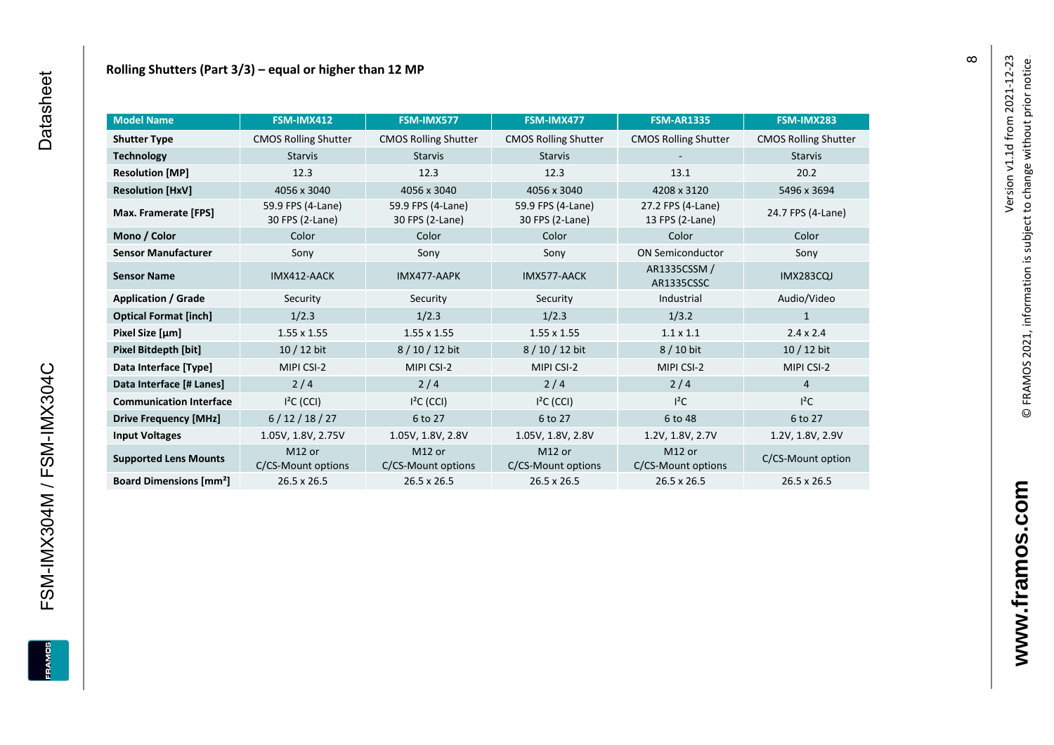## Rolling Shutters (Part 3/3) – equal or higher than 12 MP

| Model Name | FSM-IMX412 | FSM-IMX577 | FSM-IMX477 | FSM-AR1335 | FSM-IMX283 |
|---|---|---|---|---|---|
| **Shutter Type** | CMOS Rolling Shutter | CMOS Rolling Shutter | CMOS Rolling Shutter | CMOS Rolling Shutter | CMOS Rolling Shutter |
| **Technology** | Starvis | Starvis | Starvis | - | Starvis |
| **Resolution [MP]** | 12.3 | 12.3 | 12.3 | 13.1 | 20.2 |
| **Resolution [HxV]** | 4056 x 3040 | 4056 x 3040 | 4056 x 3040 | 4208 x 3120 | 5496 x 3694 |
| **Max. Framerate [FPS]** | 59.9 FPS (4-Lane) 30 FPS (2-Lane) | 59.9 FPS (4-Lane) 30 FPS (2-Lane) | 59.9 FPS (4-Lane) 30 FPS (2-Lane) | 27.2 FPS (4-Lane) 13 FPS (2-Lane) | 24.7 FPS (4-Lane) |
| **Mono / Color** | Color | Color | Color | Color | Color |
| **Sensor Manufacturer** | Sony | Sony | Sony | ON Semiconductor | Sony |
| **Sensor Name** | IMX412-AACK | IMX477-AAPK | IMX577-AACK | AR1335CSSM / AR1335CSSC | IMX283CQJ |
| **Application / Grade** | Security | Security | Security | Industrial | Audio/Video |
| **Optical Format [inch]** | 1/2.3 | 1/2.3 | 1/2.3 | 1/3.2 | 1 |
| **Pixel Size [µm]** | 1.55 x 1.55 | 1.55 x 1.55 | 1.55 x 1.55 | 1.1 x 1.1 | 2.4 x 2.4 |
| **Pixel Bitdepth [bit]** | 10 / 12 bit | 8 / 10 / 12 bit | 8 / 10 / 12 bit | 8 / 10 bit | 10 / 12 bit |
| **Data Interface [Type]** | MIPI CSI-2 | MIPI CSI-2 | MIPI CSI-2 | MIPI CSI-2 | MIPI CSI-2 |
| **Data Interface [# Lanes]** | 2 / 4 | 2 / 4 | 2 / 4 | 2 / 4 | 4 |
| **Communication Interface** | I²C (CCI) | I²C (CCI) | I²C (CCI) | I²C | I²C |
| **Drive Frequency [MHz]** | 6 / 12 / 18 / 27 | 6 to 27 | 6 to 27 | 6 to 48 | 6 to 27 |
| **Input Voltages** | 1.05V, 1.8V, 2.75V | 1.05V, 1.8V, 2.8V | 1.05V, 1.8V, 2.8V | 1.2V, 1.8V, 2.7V | 1.2V, 1.8V, 2.9V |
| **Supported Lens Mounts** | M12 or C/CS-Mount options | M12 or C/CS-Mount options | M12 or C/CS-Mount options | M12 or C/CS-Mount options | C/CS-Mount option |
| **Board Dimensions [mm²]** | 26.5 x 26.5 | 26.5 x 26.5 | 26.5 x 26.5 | 26.5 x 26.5 | 26.5 x 26.5 |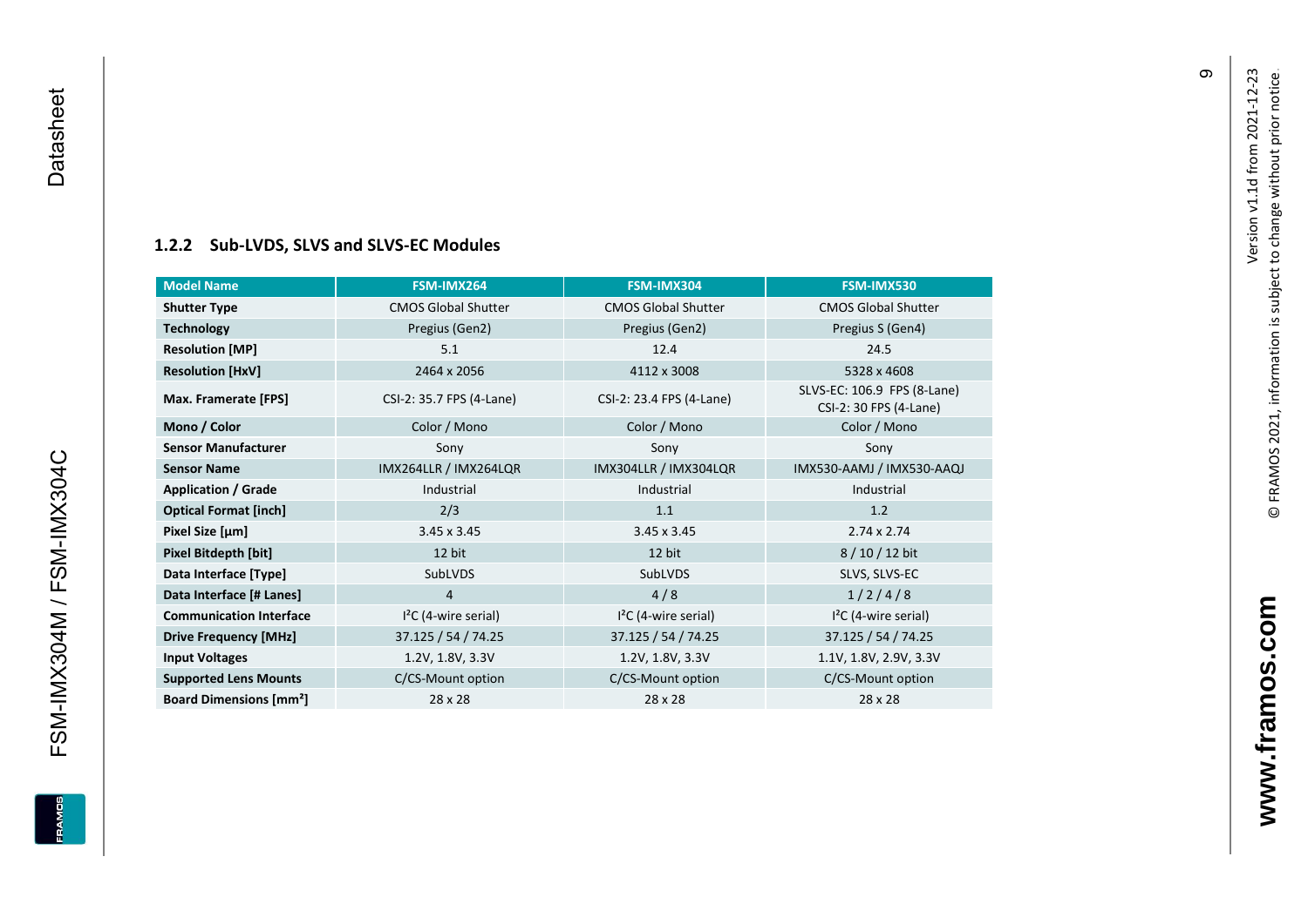### 1.2.2 Sub-LVDS, SLVS and SLVS-EC Modules

| Model Name | FSM-IMX264 | FSM-IMX304 | FSM-IMX530 |
|---|---|---|---|
| **Shutter Type** | CMOS Global Shutter | CMOS Global Shutter | CMOS Global Shutter |
| **Technology** | Pregius (Gen2) | Pregius (Gen2) | Pregius S (Gen4) |
| **Resolution [MP]** | 5.1 | 12.4 | 24.5 |
| **Resolution [HxV]** | 2464 x 2056 | 4112 x 3008 | 5328 x 4608 |
| **Max. Framerate [FPS]** | CSI-2: 35.7 FPS (4-Lane) | CSI-2: 23.4 FPS (4-Lane) | SLVS-EC: 106.9 FPS (8-Lane) CSI-2: 30 FPS (4-Lane) |
| **Mono / Color** | Color / Mono | Color / Mono | Color / Mono |
| **Sensor Manufacturer** | Sony | Sony | Sony |
| **Sensor Name** | IMX264LLR / IMX264LQR | IMX304LLR / IMX304LQR | IMX530-AAMJ / IMX530-AAQJ |
| **Application / Grade** | Industrial | Industrial | Industrial |
| **Optical Format [inch]** | 2/3 | 1.1 | 1.2 |
| **Pixel Size [µm]** | 3.45 x 3.45 | 3.45 x 3.45 | 2.74 x 2.74 |
| **Pixel Bitdepth [bit]** | 12 bit | 12 bit | 8 / 10 / 12 bit |
| **Data Interface [Type]** | SubLVDS | SubLVDS | SLVS, SLVS-EC |
| **Data Interface [# Lanes]** | 4 | 4 / 8 | 1 / 2 / 4 / 8 |
| **Communication Interface** | I²C (4-wire serial) | I²C (4-wire serial) | I²C (4-wire serial) |
| **Drive Frequency [MHz]** | 37.125 / 54 / 74.25 | 37.125 / 54 / 74.25 | 37.125 / 54 / 74.25 |
| **Input Voltages** | 1.2V, 1.8V, 3.3V | 1.2V, 1.8V, 3.3V | 1.1V, 1.8V, 2.9V, 3.3V |
| **Supported Lens Mounts** | C/CS-Mount option | C/CS-Mount option | C/CS-Mount option |
| **Board Dimensions [mm²]** | 28 x 28 | 28 x 28 | 28 x 28 |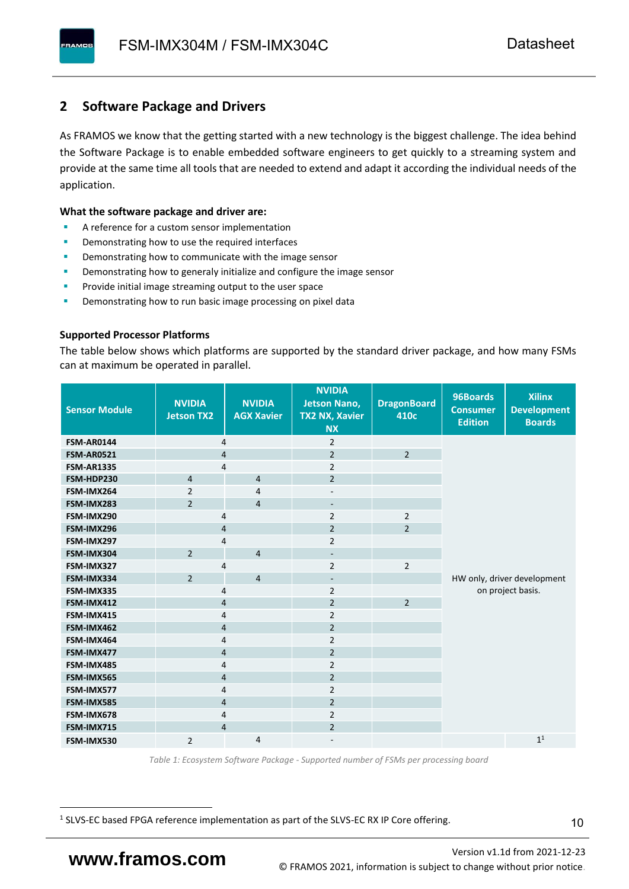## 2 Software Package and Drivers

As FRAMOS we know that the getting started with a new technology is the biggest challenge. The idea behind the Software Package is to enable embedded software engineers to get quickly to a streaming system and provide at the same time all tools that are needed to extend and adapt it according the individual needs of the application.

**What the software package and driver are:**

- A reference for a custom sensor implementation
- Demonstrating how to use the required interfaces
- Demonstrating how to communicate with the image sensor
- Demonstrating how to generaly initialize and configure the image sensor
- Provide initial image streaming output to the user space
- Demonstrating how to run basic image processing on pixel data

**Supported Processor Platforms**

The table below shows which platforms are supported by the standard driver package, and how many FSMs can at maximum be operated in parallel.

| Sensor Module | NVIDIA Jetson TX2 | NVIDIA AGX Xavier | NVIDIA Jetson Nano, TX2 NX, Xavier NX | DragonBoard 410c | 96Boards Consumer Edition | Xilinx Development Boards |
|---|---|---|---|---|---|---|
| **FSM-AR0144** | 4 | | 2 | | HW only, driver development on project basis. | |
| **FSM-AR0521** | 4 | | 2 | 2 | | |
| **FSM-AR1335** | 4 | | 2 | | | |
| **FSM-HDP230** | 4 | 4 | 2 | | | |
| **FSM-IMX264** | 2 | 4 | - | | | |
| **FSM-IMX283** | 2 | 4 | - | | | |
| **FSM-IMX290** | 4 | | 2 | 2 | | |
| **FSM-IMX296** | 4 | | 2 | 2 | | |
| **FSM-IMX297** | 4 | | 2 | | | |
| **FSM-IMX304** | 2 | 4 | - | | | |
| **FSM-IMX327** | 4 | | 2 | 2 | | |
| **FSM-IMX334** | 2 | 4 | - | | | |
| **FSM-IMX335** | 4 | | 2 | | | |
| **FSM-IMX412** | 4 | | 2 | 2 | | |
| **FSM-IMX415** | 4 | | 2 | | | |
| **FSM-IMX462** | 4 | | 2 | | | |
| **FSM-IMX464** | 4 | | 2 | | | |
| **FSM-IMX477** | 4 | | 2 | | | |
| **FSM-IMX485** | 4 | | 2 | | | |
| **FSM-IMX565** | 4 | | 2 | | | |
| **FSM-IMX577** | 4 | | 2 | | | |
| **FSM-IMX585** | 4 | | 2 | | | |
| **FSM-IMX678** | 4 | | 2 | | | |
| **FSM-IMX715** | 4 | | 2 | | | |
| **FSM-IMX530** | 2 | 4 | - | | | 1[1] |

*Table 1: Ecosystem Software Package - Supported number of FSMs per processing board*

[1] SLVS-EC based FPGA reference implementation as part of the SLVS-EC RX IP Core offering.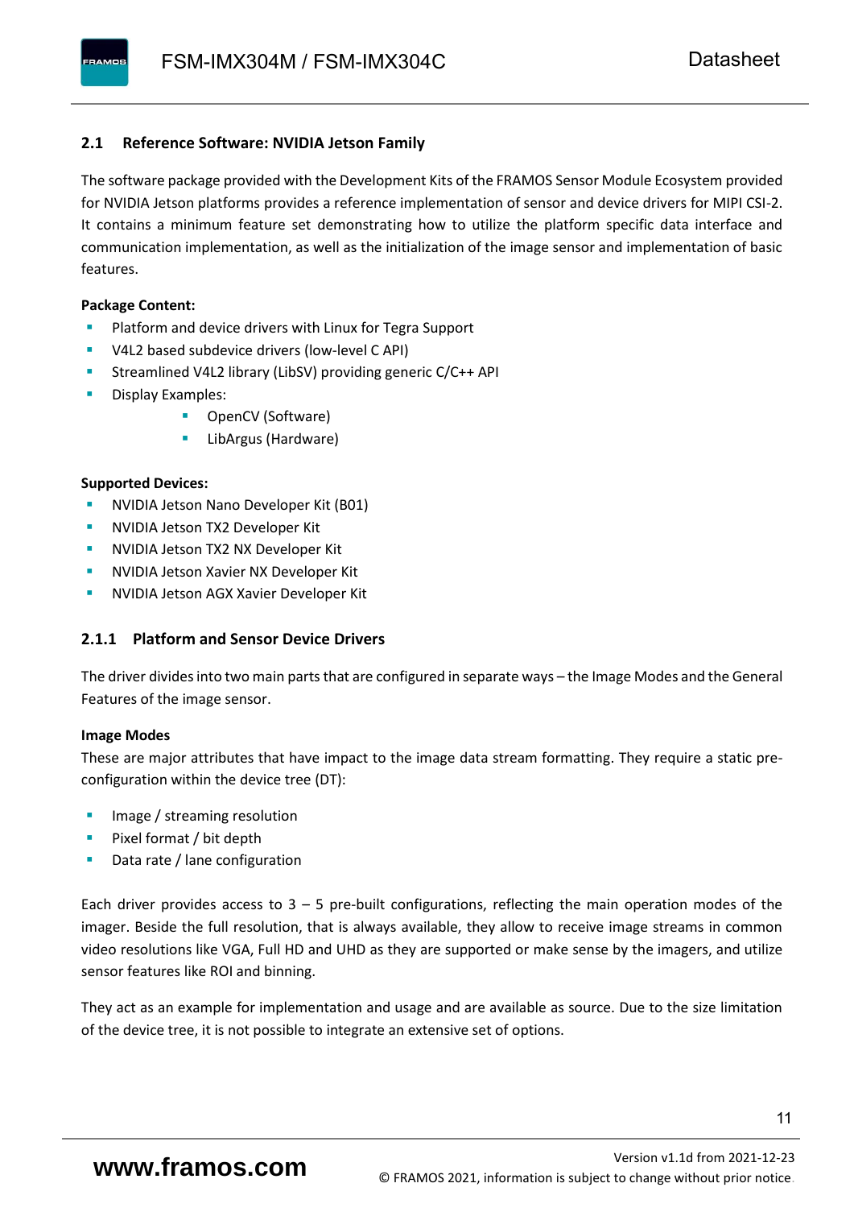## 2.1 Reference Software: NVIDIA Jetson Family

The software package provided with the Development Kits of the FRAMOS Sensor Module Ecosystem provided for NVIDIA Jetson platforms provides a reference implementation of sensor and device drivers for MIPI CSI-2. It contains a minimum feature set demonstrating how to utilize the platform specific data interface and communication implementation, as well as the initialization of the image sensor and implementation of basic features.

**Package Content:**

- Platform and device drivers with Linux for Tegra Support
- V4L2 based subdevice drivers (low-level C API)
- Streamlined V4L2 library (LibSV) providing generic C/C++ API
- Display Examples:
  - OpenCV (Software)
  - LibArgus (Hardware)

**Supported Devices:**

- NVIDIA Jetson Nano Developer Kit (B01)
- NVIDIA Jetson TX2 Developer Kit
- NVIDIA Jetson TX2 NX Developer Kit
- NVIDIA Jetson Xavier NX Developer Kit
- NVIDIA Jetson AGX Xavier Developer Kit

### 2.1.1 Platform and Sensor Device Drivers

The driver divides into two main parts that are configured in separate ways – the Image Modes and the General Features of the image sensor.

**Image Modes**

These are major attributes that have impact to the image data stream formatting. They require a static pre-configuration within the device tree (DT):

- Image / streaming resolution
- Pixel format / bit depth
- Data rate / lane configuration

Each driver provides access to 3 – 5 pre-built configurations, reflecting the main operation modes of the imager. Beside the full resolution, that is always available, they allow to receive image streams in common video resolutions like VGA, Full HD and UHD as they are supported or make sense by the imagers, and utilize sensor features like ROI and binning.

They act as an example for implementation and usage and are available as source. Due to the size limitation of the device tree, it is not possible to integrate an extensive set of options.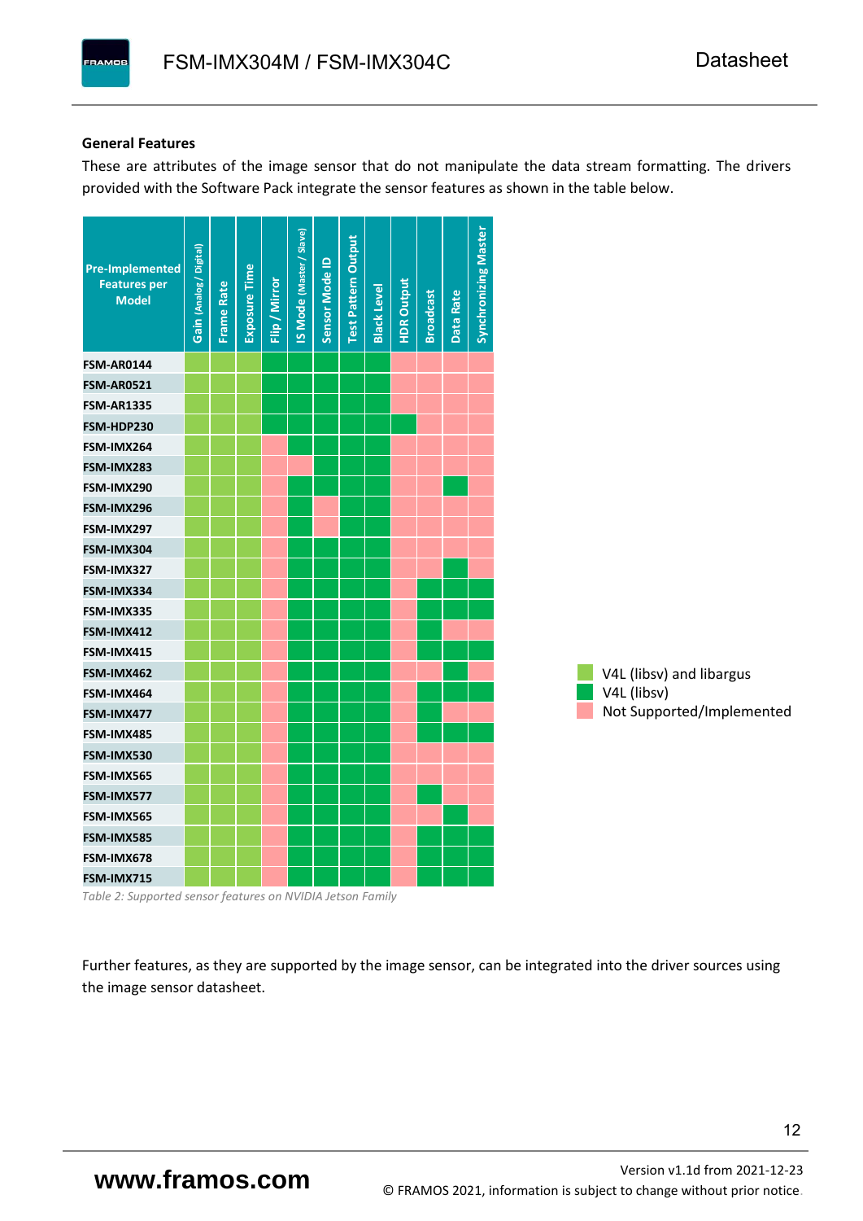### General Features

These are attributes of the image sensor that do not manipulate the data stream formatting. The drivers provided with the Software Pack integrate the sensor features as shown in the table below.

Legend:

- **V4L (libsv) and libargus**
- **V4L (libsv)**
- **Not Supported/Implemented**

| Pre-Implemented Features per Model | Gain (Analog / Digital) | Frame Rate | Exposure Time | Flip / Mirror | IS Mode (Master / Slave) | Sensor Mode ID | Test Pattern Output | Black Level | HDR Output | Broadcast | Data Rate | Synchronizing Master |
|---|---|---|---|---|---|---|---|---|---|---|---|---|
| FSM-AR0144 | V4L (libsv) and libargus | V4L (libsv) and libargus | V4L (libsv) and libargus | V4L (libsv) | V4L (libsv) | V4L (libsv) | V4L (libsv) | V4L (libsv) | Not Supported/Implemented | Not Supported/Implemented | Not Supported/Implemented | Not Supported/Implemented |
| FSM-AR0521 | V4L (libsv) and libargus | V4L (libsv) and libargus | V4L (libsv) and libargus | V4L (libsv) | V4L (libsv) | V4L (libsv) | V4L (libsv) | V4L (libsv) | Not Supported/Implemented | Not Supported/Implemented | Not Supported/Implemented | Not Supported/Implemented |
| FSM-AR1335 | V4L (libsv) and libargus | V4L (libsv) and libargus | V4L (libsv) and libargus | V4L (libsv) | V4L (libsv) | V4L (libsv) | V4L (libsv) | V4L (libsv) | Not Supported/Implemented | Not Supported/Implemented | Not Supported/Implemented | Not Supported/Implemented |
| FSM-HDP230 | V4L (libsv) and libargus | V4L (libsv) and libargus | V4L (libsv) and libargus | V4L (libsv) | V4L (libsv) | V4L (libsv) | V4L (libsv) | V4L (libsv) | V4L (libsv) | Not Supported/Implemented | Not Supported/Implemented | Not Supported/Implemented |
| FSM-IMX264 | V4L (libsv) and libargus | V4L (libsv) and libargus | V4L (libsv) and libargus | Not Supported/Implemented | V4L (libsv) | V4L (libsv) | V4L (libsv) | V4L (libsv) | Not Supported/Implemented | Not Supported/Implemented | Not Supported/Implemented | Not Supported/Implemented |
| FSM-IMX283 | V4L (libsv) and libargus | V4L (libsv) and libargus | V4L (libsv) and libargus | Not Supported/Implemented | Not Supported/Implemented | V4L (libsv) | V4L (libsv) | V4L (libsv) | Not Supported/Implemented | Not Supported/Implemented | Not Supported/Implemented | Not Supported/Implemented |
| FSM-IMX290 | V4L (libsv) and libargus | V4L (libsv) and libargus | V4L (libsv) and libargus | Not Supported/Implemented | V4L (libsv) | V4L (libsv) | V4L (libsv) | V4L (libsv) | Not Supported/Implemented | Not Supported/Implemented | V4L (libsv) | Not Supported/Implemented |
| FSM-IMX296 | V4L (libsv) and libargus | V4L (libsv) and libargus | V4L (libsv) and libargus | Not Supported/Implemented | V4L (libsv) | Not Supported/Implemented | V4L (libsv) | V4L (libsv) | Not Supported/Implemented | Not Supported/Implemented | Not Supported/Implemented | Not Supported/Implemented |
| FSM-IMX297 | V4L (libsv) and libargus | V4L (libsv) and libargus | V4L (libsv) and libargus | Not Supported/Implemented | V4L (libsv) | Not Supported/Implemented | V4L (libsv) | V4L (libsv) | Not Supported/Implemented | Not Supported/Implemented | Not Supported/Implemented | Not Supported/Implemented |
| FSM-IMX304 | V4L (libsv) and libargus | V4L (libsv) and libargus | V4L (libsv) and libargus | Not Supported/Implemented | V4L (libsv) | V4L (libsv) | V4L (libsv) | V4L (libsv) | Not Supported/Implemented | Not Supported/Implemented | Not Supported/Implemented | Not Supported/Implemented |
| FSM-IMX327 | V4L (libsv) and libargus | V4L (libsv) and libargus | V4L (libsv) and libargus | Not Supported/Implemented | V4L (libsv) | V4L (libsv) | V4L (libsv) | V4L (libsv) | Not Supported/Implemented | Not Supported/Implemented | V4L (libsv) | Not Supported/Implemented |
| FSM-IMX334 | V4L (libsv) and libargus | V4L (libsv) and libargus | V4L (libsv) and libargus | Not Supported/Implemented | V4L (libsv) | V4L (libsv) | V4L (libsv) | V4L (libsv) | Not Supported/Implemented | V4L (libsv) | V4L (libsv) | V4L (libsv) |
| FSM-IMX335 | V4L (libsv) and libargus | V4L (libsv) and libargus | V4L (libsv) and libargus | Not Supported/Implemented | V4L (libsv) | V4L (libsv) | V4L (libsv) | V4L (libsv) | Not Supported/Implemented | V4L (libsv) | V4L (libsv) | V4L (libsv) |
| FSM-IMX412 | V4L (libsv) and libargus | V4L (libsv) and libargus | V4L (libsv) and libargus | Not Supported/Implemented | V4L (libsv) | V4L (libsv) | V4L (libsv) | V4L (libsv) | Not Supported/Implemented | V4L (libsv) | Not Supported/Implemented | Not Supported/Implemented |
| FSM-IMX415 | V4L (libsv) and libargus | V4L (libsv) and libargus | V4L (libsv) and libargus | Not Supported/Implemented | V4L (libsv) | V4L (libsv) | V4L (libsv) | V4L (libsv) | Not Supported/Implemented | V4L (libsv) | V4L (libsv) | V4L (libsv) |
| FSM-IMX462 | V4L (libsv) and libargus | V4L (libsv) and libargus | V4L (libsv) and libargus | Not Supported/Implemented | V4L (libsv) | V4L (libsv) | V4L (libsv) | V4L (libsv) | Not Supported/Implemented | Not Supported/Implemented | V4L (libsv) | Not Supported/Implemented |
| FSM-IMX464 | V4L (libsv) and libargus | V4L (libsv) and libargus | V4L (libsv) and libargus | Not Supported/Implemented | V4L (libsv) | V4L (libsv) | V4L (libsv) | V4L (libsv) | Not Supported/Implemented | V4L (libsv) | V4L (libsv) | V4L (libsv) |
| FSM-IMX477 | V4L (libsv) and libargus | V4L (libsv) and libargus | V4L (libsv) and libargus | Not Supported/Implemented | V4L (libsv) | V4L (libsv) | V4L (libsv) | V4L (libsv) | Not Supported/Implemented | V4L (libsv) | Not Supported/Implemented | Not Supported/Implemented |
| FSM-IMX485 | V4L (libsv) and libargus | V4L (libsv) and libargus | V4L (libsv) and libargus | Not Supported/Implemented | V4L (libsv) | V4L (libsv) | V4L (libsv) | V4L (libsv) | Not Supported/Implemented | V4L (libsv) | V4L (libsv) | V4L (libsv) |
| FSM-IMX530 | V4L (libsv) and libargus | V4L (libsv) and libargus | V4L (libsv) and libargus | Not Supported/Implemented | V4L (libsv) | V4L (libsv) | V4L (libsv) | V4L (libsv) | Not Supported/Implemented | Not Supported/Implemented | Not Supported/Implemented | Not Supported/Implemented |
| FSM-IMX565 | V4L (libsv) and libargus | V4L (libsv) and libargus | V4L (libsv) and libargus | Not Supported/Implemented | V4L (libsv) | V4L (libsv) | V4L (libsv) | V4L (libsv) | Not Supported/Implemented | Not Supported/Implemented | Not Supported/Implemented | Not Supported/Implemented |
| FSM-IMX577 | V4L (libsv) and libargus | V4L (libsv) and libargus | V4L (libsv) and libargus | Not Supported/Implemented | V4L (libsv) | V4L (libsv) | V4L (libsv) | V4L (libsv) | Not Supported/Implemented | V4L (libsv) | Not Supported/Implemented | Not Supported/Implemented |
| FSM-IMX565 | V4L (libsv) and libargus | V4L (libsv) and libargus | V4L (libsv) and libargus | Not Supported/Implemented | V4L (libsv) | V4L (libsv) | V4L (libsv) | V4L (libsv) | Not Supported/Implemented | Not Supported/Implemented | V4L (libsv) | Not Supported/Implemented |
| FSM-IMX585 | V4L (libsv) and libargus | V4L (libsv) and libargus | V4L (libsv) and libargus | Not Supported/Implemented | V4L (libsv) | V4L (libsv) | V4L (libsv) | V4L (libsv) | Not Supported/Implemented | V4L (libsv) | V4L (libsv) | V4L (libsv) |
| FSM-IMX678 | V4L (libsv) and libargus | V4L (libsv) and libargus | V4L (libsv) and libargus | Not Supported/Implemented | V4L (libsv) | V4L (libsv) | V4L (libsv) | V4L (libsv) | Not Supported/Implemented | V4L (libsv) | V4L (libsv) | V4L (libsv) |
| FSM-IMX715 | V4L (libsv) and libargus | V4L (libsv) and libargus | V4L (libsv) and libargus | Not Supported/Implemented | V4L (libsv) | V4L (libsv) | V4L (libsv) | V4L (libsv) | Not Supported/Implemented | V4L (libsv) | V4L (libsv) | V4L (libsv) |

*Table 2: Supported sensor features on NVIDIA Jetson Family*

Further features, as they are supported by the image sensor, can be integrated into the driver sources using the image sensor datasheet.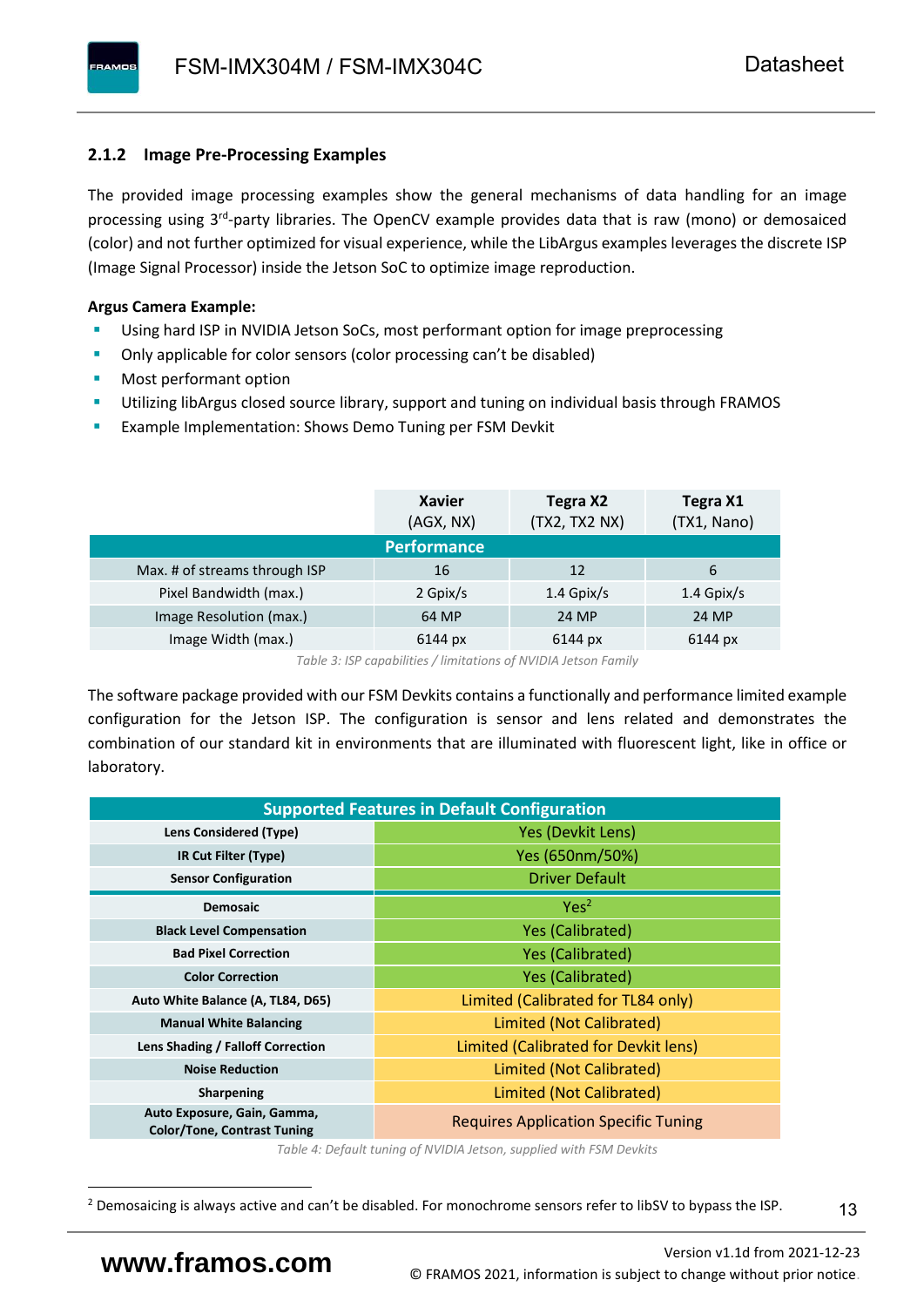### 2.1.2 Image Pre-Processing Examples

The provided image processing examples show the general mechanisms of data handling for an image processing using 3rd-party libraries. The OpenCV example provides data that is raw (mono) or demosaiced (color) and not further optimized for visual experience, while the LibArgus examples leverages the discrete ISP (Image Signal Processor) inside the Jetson SoC to optimize image reproduction.

**Argus Camera Example:**

- Using hard ISP in NVIDIA Jetson SoCs, most performant option for image preprocessing
- Only applicable for color sensors (color processing can't be disabled)
- Most performant option
- Utilizing libArgus closed source library, support and tuning on individual basis through FRAMOS
- Example Implementation: Shows Demo Tuning per FSM Devkit

| | Xavier (AGX, NX) | Tegra X2 (TX2, TX2 NX) | Tegra X1 (TX1, Nano) |
|---|---|---|---|
| **Performance** | | | |
| Max. # of streams through ISP | 16 | 12 | 6 |
| Pixel Bandwidth (max.) | 2 Gpix/s | 1.4 Gpix/s | 1.4 Gpix/s |
| Image Resolution (max.) | 64 MP | 24 MP | 24 MP |
| Image Width (max.) | 6144 px | 6144 px | 6144 px |

*Table 3: ISP capabilities / limitations of NVIDIA Jetson Family*

The software package provided with our FSM Devkits contains a functionally and performance limited example configuration for the Jetson ISP. The configuration is sensor and lens related and demonstrates the combination of our standard kit in environments that are illuminated with fluorescent light, like in office or laboratory.

| Supported Features in Default Configuration | |
|---|---|
| **Lens Considered (Type)** | Yes (Devkit Lens) |
| **IR Cut Filter (Type)** | Yes (650nm/50%) |
| **Sensor Configuration** | Driver Default |
| **Demosaic** | Yes[2] |
| **Black Level Compensation** | Yes (Calibrated) |
| **Bad Pixel Correction** | Yes (Calibrated) |
| **Color Correction** | Yes (Calibrated) |
| **Auto White Balance (A, TL84, D65)** | Limited (Calibrated for TL84 only) |
| **Manual White Balancing** | Limited (Not Calibrated) |
| **Lens Shading / Falloff Correction** | Limited (Calibrated for Devkit lens) |
| **Noise Reduction** | Limited (Not Calibrated) |
| **Sharpening** | Limited (Not Calibrated) |
| **Auto Exposure, Gain, Gamma, Color/Tone, Contrast Tuning** | Requires Application Specific Tuning |

*Table 4: Default tuning of NVIDIA Jetson, supplied with FSM Devkits*

[2] Demosaicing is always active and can't be disabled. For monochrome sensors refer to libSV to bypass the ISP.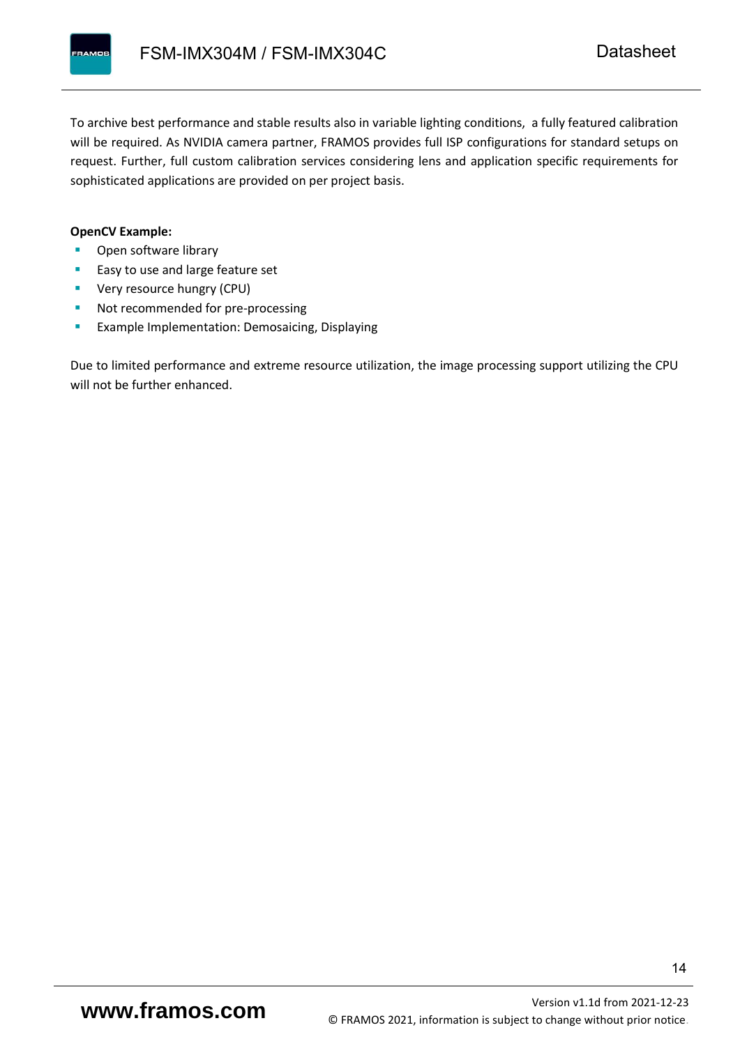To archive best performance and stable results also in variable lighting conditions,  a fully featured calibration will be required. As NVIDIA camera partner, FRAMOS provides full ISP configurations for standard setups on request. Further, full custom calibration services considering lens and application specific requirements for sophisticated applications are provided on per project basis.

**OpenCV Example:**

- Open software library
- Easy to use and large feature set
- Very resource hungry (CPU)
- Not recommended for pre-processing
- Example Implementation: Demosaicing, Displaying

Due to limited performance and extreme resource utilization, the image processing support utilizing the CPU will not be further enhanced.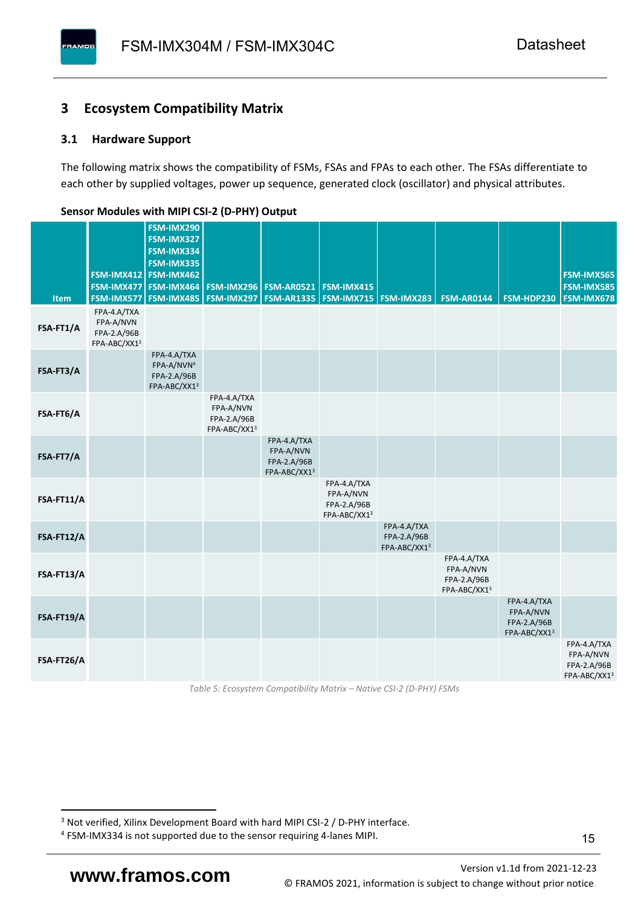## 3 Ecosystem Compatibility Matrix

### 3.1 Hardware Support

The following matrix shows the compatibility of FSMs, FSAs and FPAs to each other. The FSAs differentiate to each other by supplied voltages, power up sequence, generated clock (oscillator) and physical attributes.

**Sensor Modules with MIPI CSI-2 (D-PHY) Output**

| Item | FSM-IMX412 FSM-IMX477 FSM-IMX577 | FSM-IMX290 FSM-IMX327 FSM-IMX334 FSM-IMX335 FSM-IMX462 FSM-IMX464 FSM-IMX485 | FSM-IMX296 FSM-IMX297 | FSM-AR0521 FSM-AR1335 | FSM-IMX415 FSM-IMX715 | FSM-IMX283 | FSM-AR0144 | FSM-HDP230 | FSM-IMX565 FSM-IMX585 FSM-IMX678 |
|---|---|---|---|---|---|---|---|---|---|
| **FSA-FT1/A** | FPA-4.A/TXA FPA-A/NVN FPA-2.A/96B FPA-ABC/XX1[3] | | | | | | | | |
| **FSA-FT3/A** | | FPA-4.A/TXA FPA-A/NVN[4] FPA-2.A/96B FPA-ABC/XX1[3] | | | | | | | |
| **FSA-FT6/A** | | | FPA-4.A/TXA FPA-A/NVN FPA-2.A/96B FPA-ABC/XX1[3] | | | | | | |
| **FSA-FT7/A** | | | | FPA-4.A/TXA FPA-A/NVN FPA-2.A/96B FPA-ABC/XX1[3] | | | | | |
| **FSA-FT11/A** | | | | | FPA-4.A/TXA FPA-A/NVN FPA-2.A/96B FPA-ABC/XX1[3] | | | | |
| **FSA-FT12/A** | | | | | | FPA-4.A/TXA FPA-2.A/96B FPA-ABC/XX1[3] | | | |
| **FSA-FT13/A** | | | | | | | FPA-4.A/TXA FPA-A/NVN FPA-2.A/96B FPA-ABC/XX1[3] | | |
| **FSA-FT19/A** | | | | | | | | FPA-4.A/TXA FPA-A/NVN FPA-2.A/96B FPA-ABC/XX1[3] | |
| **FSA-FT26/A** | | | | | | | | | FPA-4.A/TXA FPA-A/NVN FPA-2.A/96B FPA-ABC/XX1[3] |

*Table 5: Ecosystem Compatibility Matrix – Native CSI-2 (D-PHY) FSMs*

---

[3] Not verified, Xilinx Development Board with hard MIPI CSI-2 / D-PHY interface.

[4] FSM-IMX334 is not supported due to the sensor requiring 4-lanes MIPI.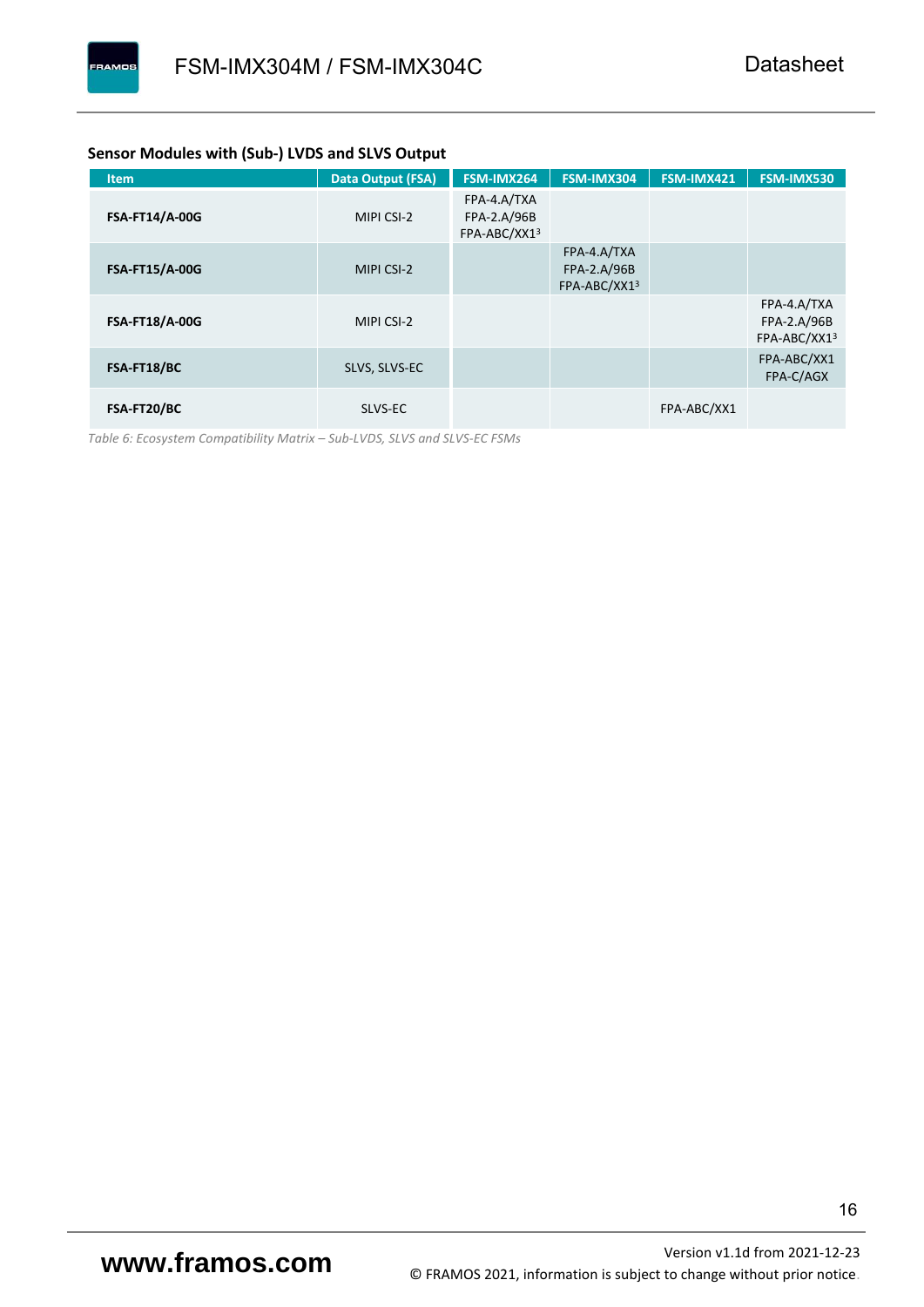### Sensor Modules with (Sub-) LVDS and SLVS Output

| Item | Data Output (FSA) | FSM-IMX264 | FSM-IMX304 | FSM-IMX421 | FSM-IMX530 |
|---|---|---|---|---|---|
| **FSA-FT14/A-00G** | MIPI CSI-2 | FPA-4.A/TXA<br>FPA-2.A/96B<br>FPA-ABC/XX1[3] | | | |
| **FSA-FT15/A-00G** | MIPI CSI-2 | | FPA-4.A/TXA<br>FPA-2.A/96B<br>FPA-ABC/XX1[3] | | |
| **FSA-FT18/A-00G** | MIPI CSI-2 | | | | FPA-4.A/TXA<br>FPA-2.A/96B<br>FPA-ABC/XX1[3] |
| **FSA-FT18/BC** | SLVS, SLVS-EC | | | | FPA-ABC/XX1<br>FPA-C/AGX |
| **FSA-FT20/BC** | SLVS-EC | | | FPA-ABC/XX1 | |

*Table 6: Ecosystem Compatibility Matrix – Sub-LVDS, SLVS and SLVS-EC FSMs*